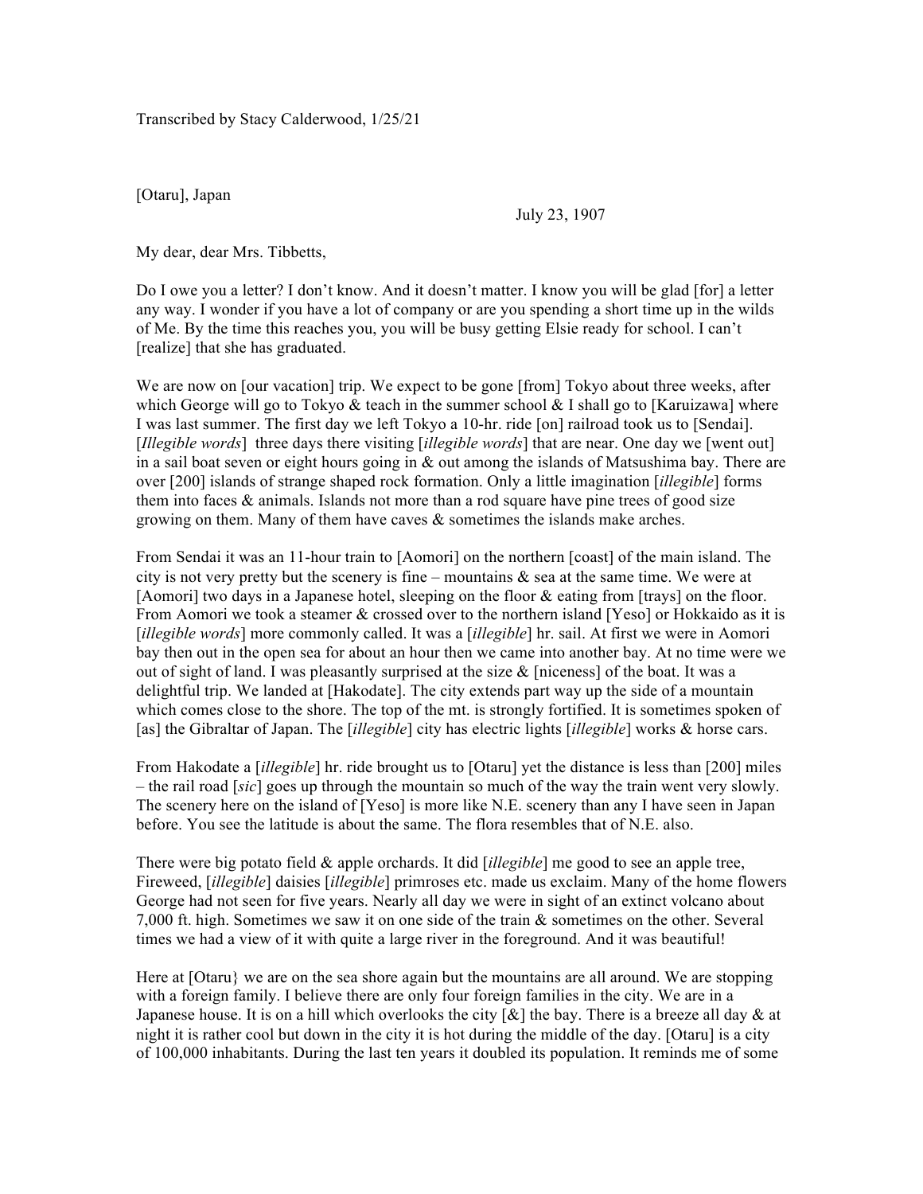Transcribed by Stacy Calderwood, 1/25/21

[Otaru], Japan

July 23, 1907

My dear, dear Mrs. Tibbetts,

Do I owe you a letter? I don't know. And it doesn't matter. I know you will be glad [for] a letter any way. I wonder if you have a lot of company or are you spending a short time up in the wilds of Me. By the time this reaches you, you will be busy getting Elsie ready for school. I can't [realize] that she has graduated.

We are now on [our vacation] trip. We expect to be gone [from] Tokyo about three weeks, after which George will go to Tokyo & teach in the summer school & I shall go to [Karuizawa] where I was last summer. The first day we left Tokyo a 10-hr. ride [on] railroad took us to [Sendai]. [*Illegible words*] three days there visiting [*illegible words*] that are near. One day we [went out] in a sail boat seven or eight hours going in & out among the islands of Matsushima bay. There are over [200] islands of strange shaped rock formation. Only a little imagination [*illegible*] forms them into faces & animals. Islands not more than a rod square have pine trees of good size growing on them. Many of them have caves & sometimes the islands make arches.

From Sendai it was an 11-hour train to [Aomori] on the northern [coast] of the main island. The city is not very pretty but the scenery is fine – mountains & sea at the same time. We were at [Aomori] two days in a Japanese hotel, sleeping on the floor & eating from [trays] on the floor. From Aomori we took a steamer & crossed over to the northern island [Yeso] or Hokkaido as it is [*illegible words*] more commonly called. It was a [*illegible*] hr. sail. At first we were in Aomori bay then out in the open sea for about an hour then we came into another bay. At no time were we out of sight of land. I was pleasantly surprised at the size & [niceness] of the boat. It was a delightful trip. We landed at [Hakodate]. The city extends part way up the side of a mountain which comes close to the shore. The top of the mt. is strongly fortified. It is sometimes spoken of [as] the Gibraltar of Japan. The [*illegible*] city has electric lights [*illegible*] works & horse cars.

From Hakodate a [*illegible*] hr. ride brought us to [Otaru] yet the distance is less than [200] miles – the rail road [*sic*] goes up through the mountain so much of the way the train went very slowly. The scenery here on the island of [Yeso] is more like N.E. scenery than any I have seen in Japan before. You see the latitude is about the same. The flora resembles that of N.E. also.

There were big potato field & apple orchards. It did [*illegible*] me good to see an apple tree, Fireweed, [*illegible*] daisies [*illegible*] primroses etc. made us exclaim. Many of the home flowers George had not seen for five years. Nearly all day we were in sight of an extinct volcano about 7,000 ft. high. Sometimes we saw it on one side of the train & sometimes on the other. Several times we had a view of it with quite a large river in the foreground. And it was beautiful!

Here at [Otaru} we are on the sea shore again but the mountains are all around. We are stopping with a foreign family. I believe there are only four foreign families in the city. We are in a Japanese house. It is on a hill which overlooks the city [&] the bay. There is a breeze all day & at night it is rather cool but down in the city it is hot during the middle of the day. [Otaru] is a city of 100,000 inhabitants. During the last ten years it doubled its population. It reminds me of some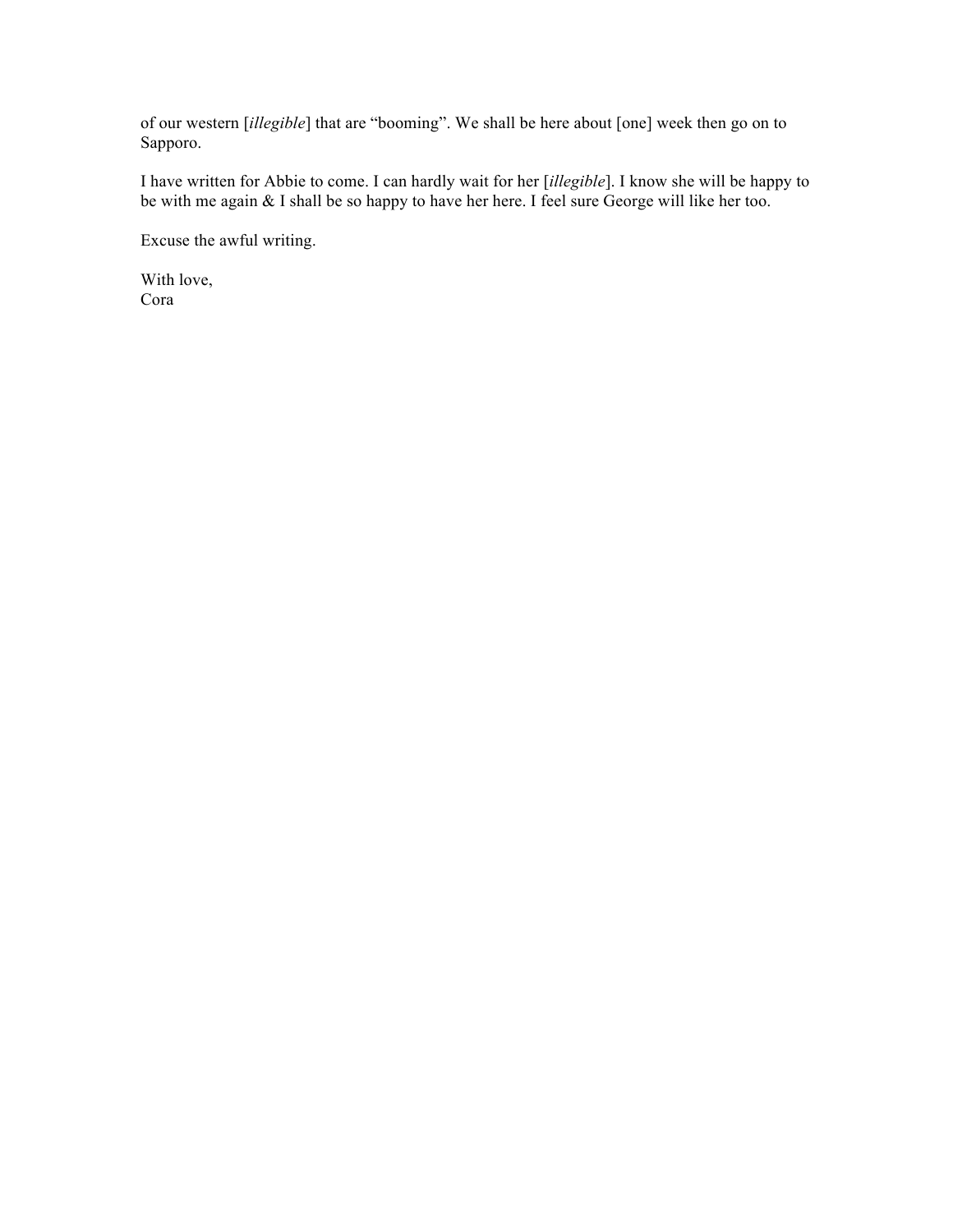of our western [*illegible*] that are "booming". We shall be here about [one] week then go on to Sapporo.

I have written for Abbie to come. I can hardly wait for her [*illegible*]. I know she will be happy to be with me again & I shall be so happy to have her here. I feel sure George will like her too.

Excuse the awful writing.

With love,
Cora